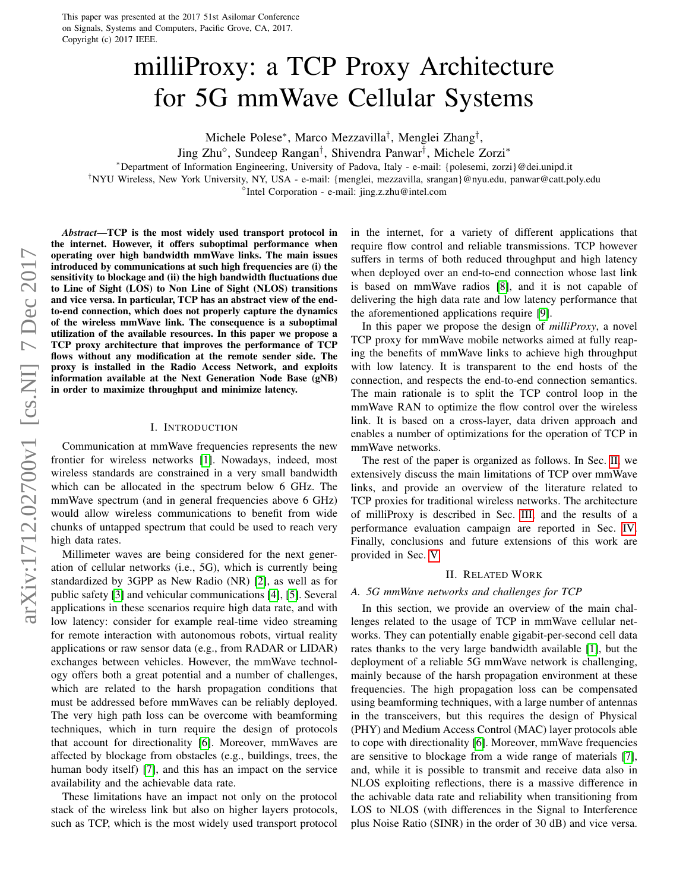This paper was presented at the 2017 51st Asilomar Conference on Signals, Systems and Computers, Pacific Grove, CA, 2017. Copyright (c) 2017 IEEE.

# milliProxy: a TCP Proxy Architecture for 5G mmWave Cellular Systems

Michele Polese*, Marco Mezzavilla†, Menglei Zhang†, Jing Zhu◇, Sundeep Rangan†, Shivendra Panwar†, Michele Zorzi*

*Department of Information Engineering, University of Padova, Italy - e-mail: {polesemi, zorzi}@dei.unipd.it
†NYU Wireless, New York University, NY, USA - e-mail: {menglei, mezzavilla, srangan}@nyu.edu, panwar@catt.poly.edu
◇Intel Corporation - e-mail: jing.z.zhu@intel.com

***Abstract*—TCP is the most widely used transport protocol in the internet. However, it offers suboptimal performance when operating over high bandwidth mmWave links. The main issues introduced by communications at such high frequencies are (i) the sensitivity to blockage and (ii) the high bandwidth fluctuations due to Line of Sight (LOS) to Non Line of Sight (NLOS) transitions and vice versa. In particular, TCP has an abstract view of the end-to-end connection, which does not properly capture the dynamics of the wireless mmWave link. The consequence is a suboptimal utilization of the available resources. In this paper we propose a TCP proxy architecture that improves the performance of TCP flows without any modification at the remote sender side. The proxy is installed in the Radio Access Network, and exploits information available at the Next Generation Node Base (gNB) in order to maximize throughput and minimize latency.**

## I. Introduction

Communication at mmWave frequencies represents the new frontier for wireless networks [1]. Nowadays, indeed, most wireless standards are constrained in a very small bandwidth which can be allocated in the spectrum below 6 GHz. The mmWave spectrum (and in general frequencies above 6 GHz) would allow wireless communications to benefit from wide chunks of untapped spectrum that could be used to reach very high data rates.

Millimeter waves are being considered for the next generation of cellular networks (i.e., 5G), which is currently being standardized by 3GPP as New Radio (NR) [2], as well as for public safety [3] and vehicular communications [4], [5]. Several applications in these scenarios require high data rate, and with low latency: consider for example real-time video streaming for remote interaction with autonomous robots, virtual reality applications or raw sensor data (e.g., from RADAR or LIDAR) exchanges between vehicles. However, the mmWave technology offers both a great potential and a number of challenges, which are related to the harsh propagation conditions that must be addressed before mmWaves can be reliably deployed. The very high path loss can be overcome with beamforming techniques, which in turn require the design of protocols that account for directionality [6]. Moreover, mmWaves are affected by blockage from obstacles (e.g., buildings, trees, the human body itself) [7], and this has an impact on the service availability and the achievable data rate.

These limitations have an impact not only on the protocol stack of the wireless link but also on higher layers protocols, such as TCP, which is the most widely used transport protocol in the internet, for a variety of different applications that require flow control and reliable transmissions. TCP however suffers in terms of both reduced throughput and high latency when deployed over an end-to-end connection whose last link is based on mmWave radios [8], and it is not capable of delivering the high data rate and low latency performance that the aforementioned applications require [9].

In this paper we propose the design of *milliProxy*, a novel TCP proxy for mmWave mobile networks aimed at fully reaping the benefits of mmWave links to achieve high throughput with low latency. It is transparent to the end hosts of the connection, and respects the end-to-end connection semantics. The main rationale is to split the TCP control loop in the mmWave RAN to optimize the flow control over the wireless link. It is based on a cross-layer, data driven approach and enables a number of optimizations for the operation of TCP in mmWave networks.

The rest of the paper is organized as follows. In Sec. II we extensively discuss the main limitations of TCP over mmWave links, and provide an overview of the literature related to TCP proxies for traditional wireless networks. The architecture of milliProxy is described in Sec. III, and the results of a performance evaluation campaign are reported in Sec. IV. Finally, conclusions and future extensions of this work are provided in Sec. V.

## II. Related Work

### A. 5G mmWave networks and challenges for TCP

In this section, we provide an overview of the main challenges related to the usage of TCP in mmWave cellular networks. They can potentially enable gigabit-per-second cell data rates thanks to the very large bandwidth available [1], but the deployment of a reliable 5G mmWave network is challenging, mainly because of the harsh propagation environment at these frequencies. The high propagation loss can be compensated using beamforming techniques, with a large number of antennas in the transceivers, but this requires the design of Physical (PHY) and Medium Access Control (MAC) layer protocols able to cope with directionality [6]. Moreover, mmWave frequencies are sensitive to blockage from a wide range of materials [7], and, while it is possible to transmit and receive data also in NLOS exploiting reflections, there is a massive difference in the achivable data rate and reliability when transitioning from LOS to NLOS (with differences in the Signal to Interference plus Noise Ratio (SINR) in the order of 30 dB) and vice versa.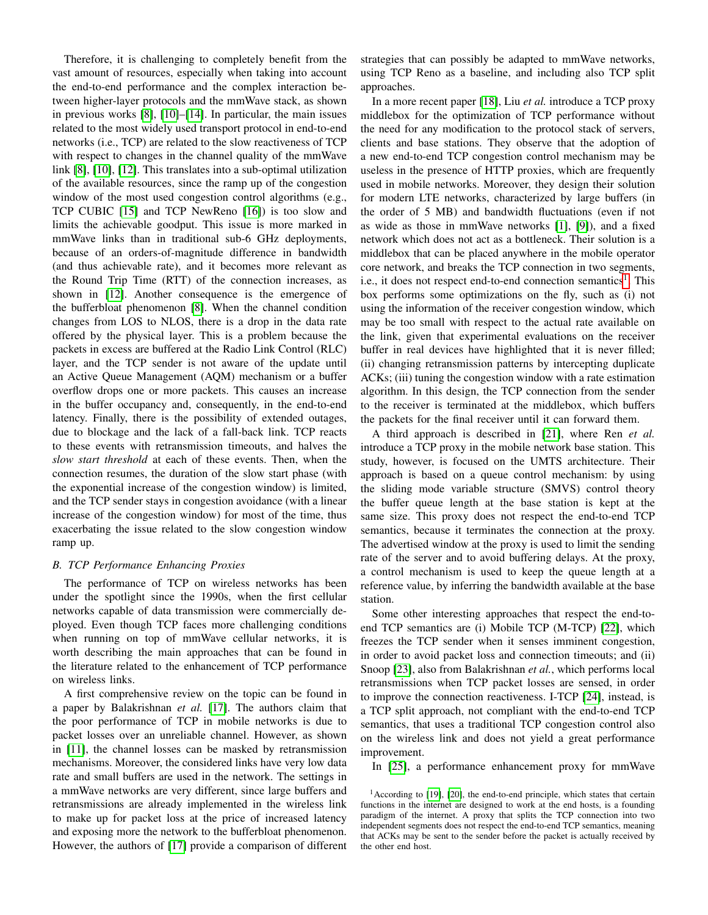Therefore, it is challenging to completely benefit from the vast amount of resources, especially when taking into account the end-to-end performance and the complex interaction between higher-layer protocols and the mmWave stack, as shown in previous works [8], [10]–[14]. In particular, the main issues related to the most widely used transport protocol in end-to-end networks (i.e., TCP) are related to the slow reactiveness of TCP with respect to changes in the channel quality of the mmWave link [8], [10], [12]. This translates into a sub-optimal utilization of the available resources, since the ramp up of the congestion window of the most used congestion control algorithms (e.g., TCP CUBIC [15] and TCP NewReno [16]) is too slow and limits the achievable goodput. This issue is more marked in mmWave links than in traditional sub-6 GHz deployments, because of an orders-of-magnitude difference in bandwidth (and thus achievable rate), and it becomes more relevant as the Round Trip Time (RTT) of the connection increases, as shown in [12]. Another consequence is the emergence of the bufferbloat phenomenon [8]. When the channel condition changes from LOS to NLOS, there is a drop in the data rate offered by the physical layer. This is a problem because the packets in excess are buffered at the Radio Link Control (RLC) layer, and the TCP sender is not aware of the update until an Active Queue Management (AQM) mechanism or a buffer overflow drops one or more packets. This causes an increase in the buffer occupancy and, consequently, in the end-to-end latency. Finally, there is the possibility of extended outages, due to blockage and the lack of a fall-back link. TCP reacts to these events with retransmission timeouts, and halves the *slow start threshold* at each of these events. Then, when the connection resumes, the duration of the slow start phase (with the exponential increase of the congestion window) is limited, and the TCP sender stays in congestion avoidance (with a linear increase of the congestion window) for most of the time, thus exacerbating the issue related to the slow congestion window ramp up.

### B. TCP Performance Enhancing Proxies

The performance of TCP on wireless networks has been under the spotlight since the 1990s, when the first cellular networks capable of data transmission were commercially deployed. Even though TCP faces more challenging conditions when running on top of mmWave cellular networks, it is worth describing the main approaches that can be found in the literature related to the enhancement of TCP performance on wireless links.

A first comprehensive review on the topic can be found in a paper by Balakrishnan *et al.* [17]. The authors claim that the poor performance of TCP in mobile networks is due to packet losses over an unreliable channel. However, as shown in [11], the channel losses can be masked by retransmission mechanisms. Moreover, the considered links have very low data rate and small buffers are used in the network. The settings in a mmWave networks are very different, since large buffers and retransmissions are already implemented in the wireless link to make up for packet loss at the price of increased latency and exposing more the network to the bufferbloat phenomenon. However, the authors of [17] provide a comparison of different strategies that can possibly be adapted to mmWave networks, using TCP Reno as a baseline, and including also TCP split approaches.

In a more recent paper [18], Liu *et al.* introduce a TCP proxy middlebox for the optimization of TCP performance without the need for any modification to the protocol stack of servers, clients and base stations. They observe that the adoption of a new end-to-end TCP congestion control mechanism may be useless in the presence of HTTP proxies, which are frequently used in mobile networks. Moreover, they design their solution for modern LTE networks, characterized by large buffers (in the order of 5 MB) and bandwidth fluctuations (even if not as wide as those in mmWave networks [1], [9]), and a fixed network which does not act as a bottleneck. Their solution is a middlebox that can be placed anywhere in the mobile operator core network, and breaks the TCP connection in two segments, i.e., it does not respect end-to-end connection semantics[1]. This box performs some optimizations on the fly, such as (i) not using the information of the receiver congestion window, which may be too small with respect to the actual rate available on the link, given that experimental evaluations on the receiver buffer in real devices have highlighted that it is never filled; (ii) changing retransmission patterns by intercepting duplicate ACKs; (iii) tuning the congestion window with a rate estimation algorithm. In this design, the TCP connection from the sender to the receiver is terminated at the middlebox, which buffers the packets for the final receiver until it can forward them.

A third approach is described in [21], where Ren *et al.* introduce a TCP proxy in the mobile network base station. This study, however, is focused on the UMTS architecture. Their approach is based on a queue control mechanism: by using the sliding mode variable structure (SMVS) control theory the buffer queue length at the base station is kept at the same size. This proxy does not respect the end-to-end TCP semantics, because it terminates the connection at the proxy. The advertised window at the proxy is used to limit the sending rate of the server and to avoid buffering delays. At the proxy, a control mechanism is used to keep the queue length at a reference value, by inferring the bandwidth available at the base station.

Some other interesting approaches that respect the end-to-end TCP semantics are (i) Mobile TCP (M-TCP) [22], which freezes the TCP sender when it senses imminent congestion, in order to avoid packet loss and connection timeouts; and (ii) Snoop [23], also from Balakrishnan *et al.*, which performs local retransmissions when TCP packet losses are sensed, in order to improve the connection reactiveness. I-TCP [24], instead, is a TCP split approach, not compliant with the end-to-end TCP semantics, that uses a traditional TCP congestion control also on the wireless link and does not yield a great performance improvement.

In [25], a performance enhancement proxy for mmWave

[1] According to [19], [20], the end-to-end principle, which states that certain functions in the internet are designed to work at the end hosts, is a founding paradigm of the internet. A proxy that splits the TCP connection into two independent segments does not respect the end-to-end TCP semantics, meaning that ACKs may be sent to the sender before the packet is actually received by the other end host.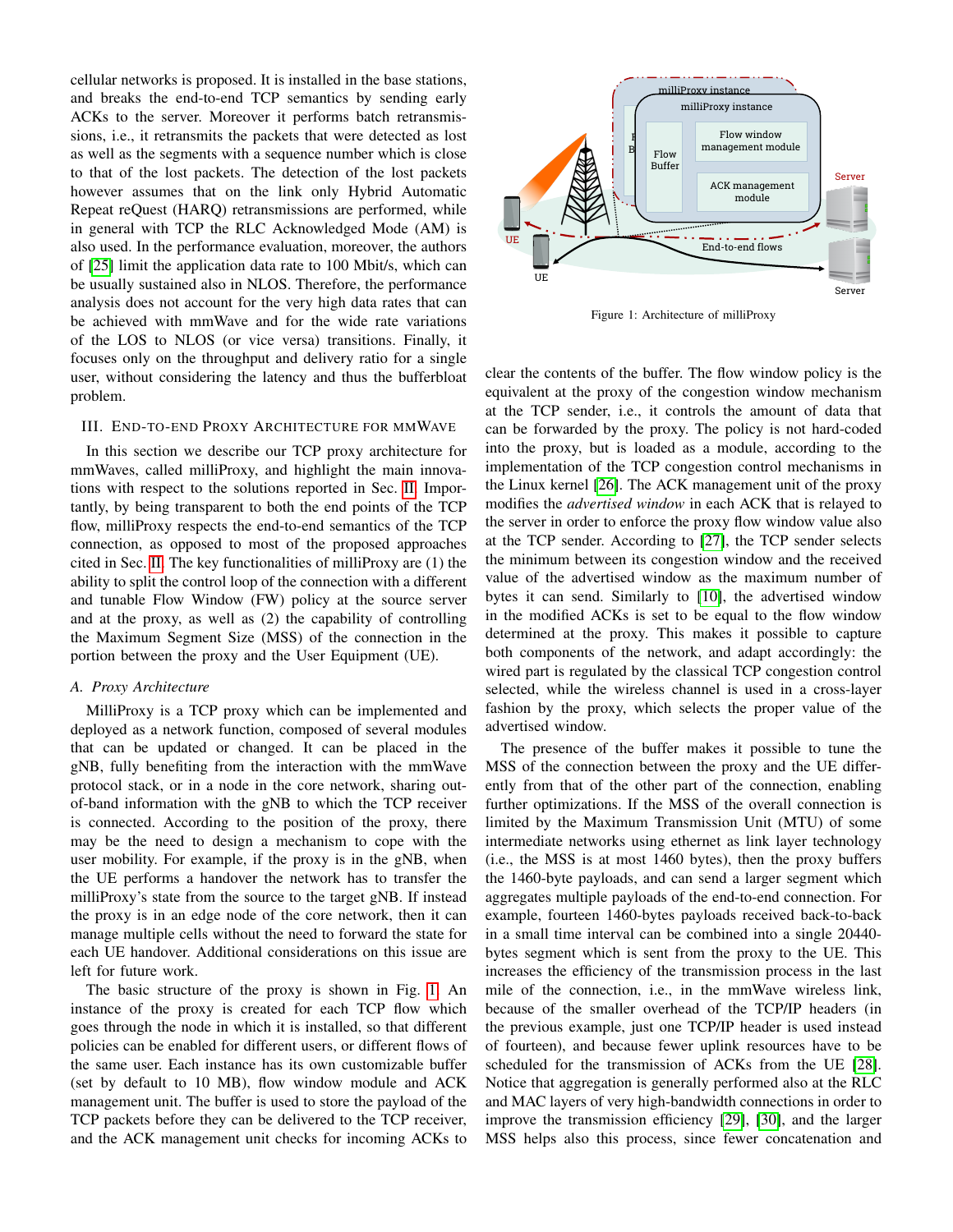cellular networks is proposed. It is installed in the base stations, and breaks the end-to-end TCP semantics by sending early ACKs to the server. Moreover it performs batch retransmissions, i.e., it retransmits the packets that were detected as lost as well as the segments with a sequence number which is close to that of the lost packets. The detection of the lost packets however assumes that on the link only Hybrid Automatic Repeat reQuest (HARQ) retransmissions are performed, while in general with TCP the RLC Acknowledged Mode (AM) is also used. In the performance evaluation, moreover, the authors of [25] limit the application data rate to 100 Mbit/s, which can be usually sustained also in NLOS. Therefore, the performance analysis does not account for the very high data rates that can be achieved with mmWave and for the wide rate variations of the LOS to NLOS (or vice versa) transitions. Finally, it focuses only on the throughput and delivery ratio for a single user, without considering the latency and thus the bufferbloat problem.

## III. End-to-end Proxy Architecture for mmWave

In this section we describe our TCP proxy architecture for mmWaves, called milliProxy, and highlight the main innovations with respect to the solutions reported in Sec. II. Importantly, by being transparent to both the end points of the TCP flow, milliProxy respects the end-to-end semantics of the TCP connection, as opposed to most of the proposed approaches cited in Sec. II. The key functionalities of milliProxy are (1) the ability to split the control loop of the connection with a different and tunable Flow Window (FW) policy at the source server and at the proxy, as well as (2) the capability of controlling the Maximum Segment Size (MSS) of the connection in the portion between the proxy and the User Equipment (UE).

### A. Proxy Architecture

MilliProxy is a TCP proxy which can be implemented and deployed as a network function, composed of several modules that can be updated or changed. It can be placed in the gNB, fully benefiting from the interaction with the mmWave protocol stack, or in a node in the core network, sharing out-of-band information with the gNB to which the TCP receiver is connected. According to the position of the proxy, there may be the need to design a mechanism to cope with the user mobility. For example, if the proxy is in the gNB, when the UE performs a handover the network has to transfer the milliProxy's state from the source to the target gNB. If instead the proxy is in an edge node of the core network, then it can manage multiple cells without the need to forward the state for each UE handover. Additional considerations on this issue are left for future work.

The basic structure of the proxy is shown in Fig. 1. An instance of the proxy is created for each TCP flow which goes through the node in which it is installed, so that different policies can be enabled for different users, or different flows of the same user. Each instance has its own customizable buffer (set by default to 10 MB), flow window module and ACK management unit. The buffer is used to store the payload of the TCP packets before they can be delivered to the TCP receiver, and the ACK management unit checks for incoming ACKs to

milliProxy instance
milliProxy instance
Flow Buffer
Flow window management module
ACK management module
Server
UE
UE
End-to-end flows
Server

Figure 1: Architecture of milliProxy

clear the contents of the buffer. The flow window policy is the equivalent at the proxy of the congestion window mechanism at the TCP sender, i.e., it controls the amount of data that can be forwarded by the proxy. The policy is not hard-coded into the proxy, but is loaded as a module, according to the implementation of the TCP congestion control mechanisms in the Linux kernel [26]. The ACK management unit of the proxy modifies the *advertised window* in each ACK that is relayed to the server in order to enforce the proxy flow window value also at the TCP sender. According to [27], the TCP sender selects the minimum between its congestion window and the received value of the advertised window as the maximum number of bytes it can send. Similarly to [10], the advertised window in the modified ACKs is set to be equal to the flow window determined at the proxy. This makes it possible to capture both components of the network, and adapt accordingly: the wired part is regulated by the classical TCP congestion control selected, while the wireless channel is used in a cross-layer fashion by the proxy, which selects the proper value of the advertised window.

The presence of the buffer makes it possible to tune the MSS of the connection between the proxy and the UE differently from that of the other part of the connection, enabling further optimizations. If the MSS of the overall connection is limited by the Maximum Transmission Unit (MTU) of some intermediate networks using ethernet as link layer technology (i.e., the MSS is at most 1460 bytes), then the proxy buffers the 1460-byte payloads, and can send a larger segment which aggregates multiple payloads of the end-to-end connection. For example, fourteen 1460-bytes payloads received back-to-back in a small time interval can be combined into a single 20440-bytes segment which is sent from the proxy to the UE. This increases the efficiency of the transmission process in the last mile of the connection, i.e., in the mmWave wireless link, because of the smaller overhead of the TCP/IP headers (in the previous example, just one TCP/IP header is used instead of fourteen), and because fewer uplink resources have to be scheduled for the transmission of ACKs from the UE [28]. Notice that aggregation is generally performed also at the RLC and MAC layers of very high-bandwidth connections in order to improve the transmission efficiency [29], [30], and the larger MSS helps also this process, since fewer concatenation and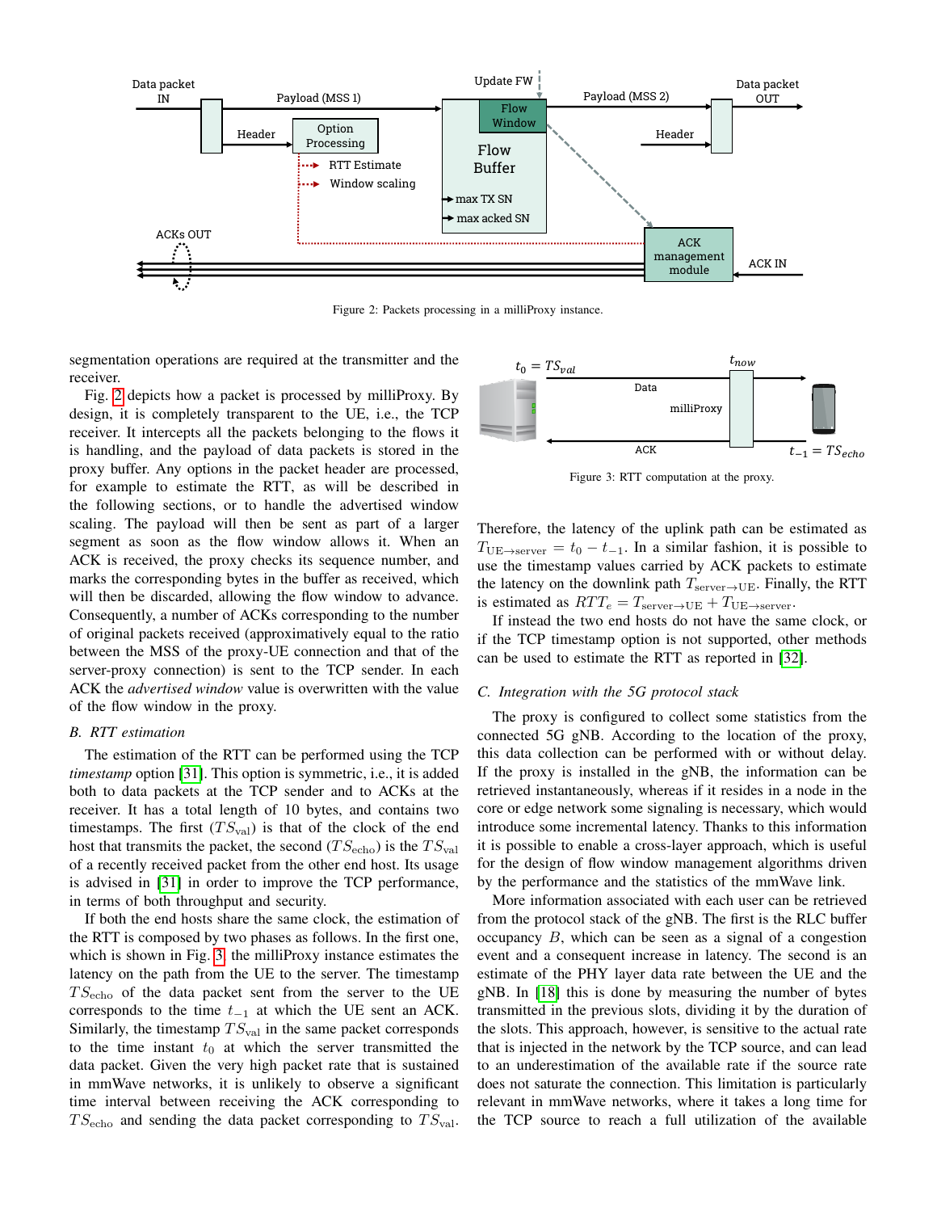Figure 2: Packets processing in a milliProxy instance.

segmentation operations are required at the transmitter and the receiver.

Fig. 2 depicts how a packet is processed by milliProxy. By design, it is completely transparent to the UE, i.e., the TCP receiver. It intercepts all the packets belonging to the flows it is handling, and the payload of data packets is stored in the proxy buffer. Any options in the packet header are processed, for example to estimate the RTT, as will be described in the following sections, or to handle the advertised window scaling. The payload will then be sent as part of a larger segment as soon as the flow window allows it. When an ACK is received, the proxy checks its sequence number, and marks the corresponding bytes in the buffer as received, which will then be discarded, allowing the flow window to advance. Consequently, a number of ACKs corresponding to the number of original packets received (approximately equal to the ratio between the MSS of the proxy-UE connection and that of the server-proxy connection) is sent to the TCP sender. In each ACK the *advertised window* value is overwritten with the value of the flow window in the proxy.

### B. RTT estimation

The estimation of the RTT can be performed using the TCP *timestamp* option [31]. This option is symmetric, i.e., it is added both to data packets at the TCP sender and to ACKs at the receiver. It has a total length of 10 bytes, and contains two timestamps. The first ($TS_{\text{val}}$) is that of the clock of the end host that transmits the packet, the second ($TS_{\text{echo}}$) is the $TS_{\text{val}}$ of a recently received packet from the other end host. Its usage is advised in [31] in order to improve the TCP performance, in terms of both throughput and security.

If both the end hosts share the same clock, the estimation of the RTT is composed by two phases as follows. In the first one, which is shown in Fig. 3, the milliProxy instance estimates the latency on the path from the UE to the server. The timestamp $TS_{\text{echo}}$ of the data packet sent from the server to the UE corresponds to the time $t_{-1}$ at which the UE sent an ACK. Similarly, the timestamp $TS_{\text{val}}$ in the same packet corresponds to the time instant $t_0$ at which the server transmitted the data packet. Given the very high packet rate that is sustained in mmWave networks, it is unlikely to observe a significant time interval between receiving the ACK corresponding to $TS_{\text{echo}}$ and sending the data packet corresponding to $TS_{\text{val}}$.

Figure 3: RTT computation at the proxy.

Therefore, the latency of the uplink path can be estimated as $T_{\text{UE}\rightarrow\text{server}} = t_0 - t_{-1}$. In a similar fashion, it is possible to use the timestamp values carried by ACK packets to estimate the latency on the downlink path $T_{\text{server}\rightarrow\text{UE}}$. Finally, the RTT is estimated as $RTT_e = T_{\text{server}\rightarrow\text{UE}} + T_{\text{UE}\rightarrow\text{server}}$.

If instead the two end hosts do not have the same clock, or if the TCP timestamp option is not supported, other methods can be used to estimate the RTT as reported in [32].

### C. Integration with the 5G protocol stack

The proxy is configured to collect some statistics from the connected 5G gNB. According to the location of the proxy, this data collection can be performed with or without delay. If the proxy is installed in the gNB, the information can be retrieved instantaneously, whereas if it resides in a node in the core or edge network some signaling is necessary, which would introduce some incremental latency. Thanks to this information it is possible to enable a cross-layer approach, which is useful for the design of flow window management algorithms driven by the performance and the statistics of the mmWave link.

More information associated with each user can be retrieved from the protocol stack of the gNB. The first is the RLC buffer occupancy $B$, which can be seen as a signal of a congestion event and a consequent increase in latency. The second is an estimate of the PHY layer data rate between the UE and the gNB. In [18] this is done by measuring the number of bytes transmitted in the previous slots, dividing it by the duration of the slots. This approach, however, is sensitive to the actual rate that is injected in the network by the TCP source, and can lead to an underestimation of the available rate if the source rate does not saturate the connection. This limitation is particularly relevant in mmWave networks, where it takes a long time for the TCP source to reach a full utilization of the available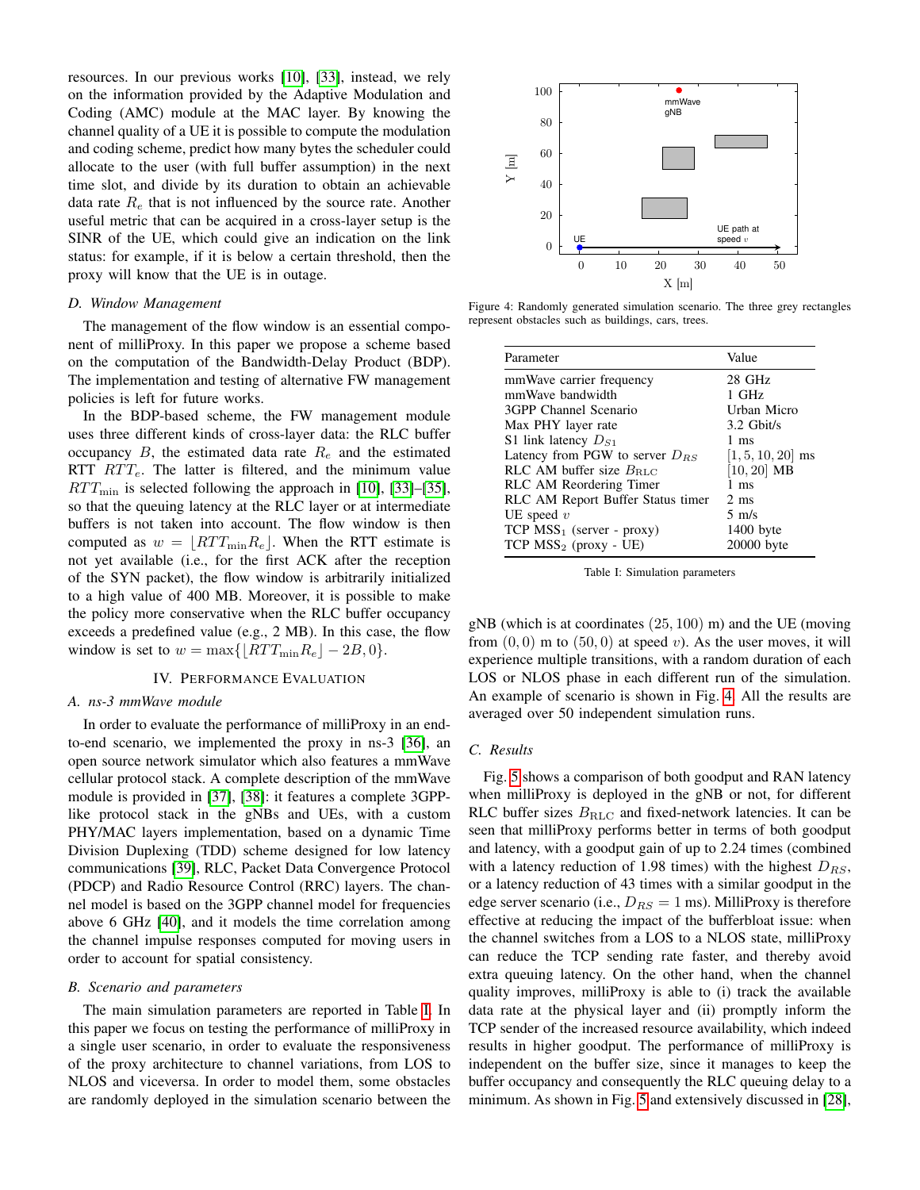resources. In our previous works [10], [33], instead, we rely on the information provided by the Adaptive Modulation and Coding (AMC) module at the MAC layer. By knowing the channel quality of a UE it is possible to compute the modulation and coding scheme, predict how many bytes the scheduler could allocate to the user (with full buffer assumption) in the next time slot, and divide by its duration to obtain an achievable data rate $R_e$ that is not influenced by the source rate. Another useful metric that can be acquired in a cross-layer setup is the SINR of the UE, which could give an indication on the link status: for example, if it is below a certain threshold, then the proxy will know that the UE is in outage.

### D. Window Management

The management of the flow window is an essential component of milliProxy. In this paper we propose a scheme based on the computation of the Bandwidth-Delay Product (BDP). The implementation and testing of alternative FW management policies is left for future works.

In the BDP-based scheme, the FW management module uses three different kinds of cross-layer data: the RLC buffer occupancy $B$, the estimated data rate $R_e$ and the estimated RTT $RTT_e$. The latter is filtered, and the minimum value $RTT_{\min}$ is selected following the approach in [10], [33]–[35], so that the queuing latency at the RLC layer or at intermediate buffers is not taken into account. The flow window is then computed as $w = \lfloor RTT_{\min} R_e \rfloor$. When the RTT estimate is not yet available (i.e., for the first ACK after the reception of the SYN packet), the flow window is arbitrarily initialized to a high value of 400 MB. Moreover, it is possible to make the policy more conservative when the RLC buffer occupancy exceeds a predefined value (e.g., 2 MB). In this case, the flow window is set to $w = \max\{\lfloor RTT_{\min} R_e \rfloor - 2B, 0\}$.

## IV. Performance Evaluation

### A. ns-3 mmWave module

In order to evaluate the performance of milliProxy in an end-to-end scenario, we implemented the proxy in ns-3 [36], an open source network simulator which also features a mmWave cellular protocol stack. A complete description of the mmWave module is provided in [37], [38]: it features a complete 3GPP-like protocol stack in the gNBs and UEs, with a custom PHY/MAC layers implementation, based on a dynamic Time Division Duplexing (TDD) scheme designed for low latency communications [39], RLC, Packet Data Convergence Protocol (PDCP) and Radio Resource Control (RRC) layers. The channel model is based on the 3GPP channel model for frequencies above 6 GHz [40], and it models the time correlation among the channel impulse responses computed for moving users in order to account for spatial consistency.

### B. Scenario and parameters

The main simulation parameters are reported in Table I. In this paper we focus on testing the performance of milliProxy in a single user scenario, in order to evaluate the responsiveness of the proxy architecture to channel variations, from LOS to NLOS and viceversa. In order to model them, some obstacles are randomly deployed in the simulation scenario between the gNB (which is at coordinates $(25, 100)$ m) and the UE (moving from $(0, 0)$ m to $(50, 0)$ at speed $v$). As the user moves, it will experience multiple transitions, with a random duration of each LOS or NLOS phase in each different run of the simulation. An example of scenario is shown in Fig. 4. All the results are averaged over 50 independent simulation runs.

Figure 4: Randomly generated simulation scenario. The three grey rectangles represent obstacles such as buildings, cars, trees.

| Parameter | Value |
|---|---|
| mmWave carrier frequency | 28 GHz |
| mmWave bandwidth | 1 GHz |
| 3GPP Channel Scenario | Urban Micro |
| Max PHY layer rate | 3.2 Gbit/s |
| S1 link latency $D_{S1}$ | 1 ms |
| Latency from PGW to server $D_{RS}$ | $[1, 5, 10, 20]$ ms |
| RLC AM buffer size $B_{\text{RLC}}$ | $[10, 20]$ MB |
| RLC AM Reordering Timer | 1 ms |
| RLC AM Report Buffer Status timer | 2 ms |
| UE speed $v$ | 5 m/s |
| TCP $\text{MSS}_1$ (server - proxy) | 1400 byte |
| TCP $\text{MSS}_2$ (proxy - UE) | 20000 byte |

Table I: Simulation parameters

### C. Results

Fig. 5 shows a comparison of both goodput and RAN latency when milliProxy is deployed in the gNB or not, for different RLC buffer sizes $B_{\text{RLC}}$ and fixed-network latencies. It can be seen that milliProxy performs better in terms of both goodput and latency, with a goodput gain of up to 2.24 times (combined with a latency reduction of 1.98 times) with the highest $D_{RS}$, or a latency reduction of 43 times with a similar goodput in the edge server scenario (i.e., $D_{RS} = 1$ ms). MilliProxy is therefore effective at reducing the impact of the bufferbloat issue: when the channel switches from a LOS to a NLOS state, milliProxy can reduce the TCP sending rate faster, and thereby avoid extra queuing latency. On the other hand, when the channel quality improves, milliProxy is able to (i) track the available data rate at the physical layer and (ii) promptly inform the TCP sender of the increased resource availability, which indeed results in higher goodput. The performance of milliProxy is independent on the buffer size, since it manages to keep the buffer occupancy and consequently the RLC queuing delay to a minimum. As shown in Fig. 5 and extensively discussed in [28],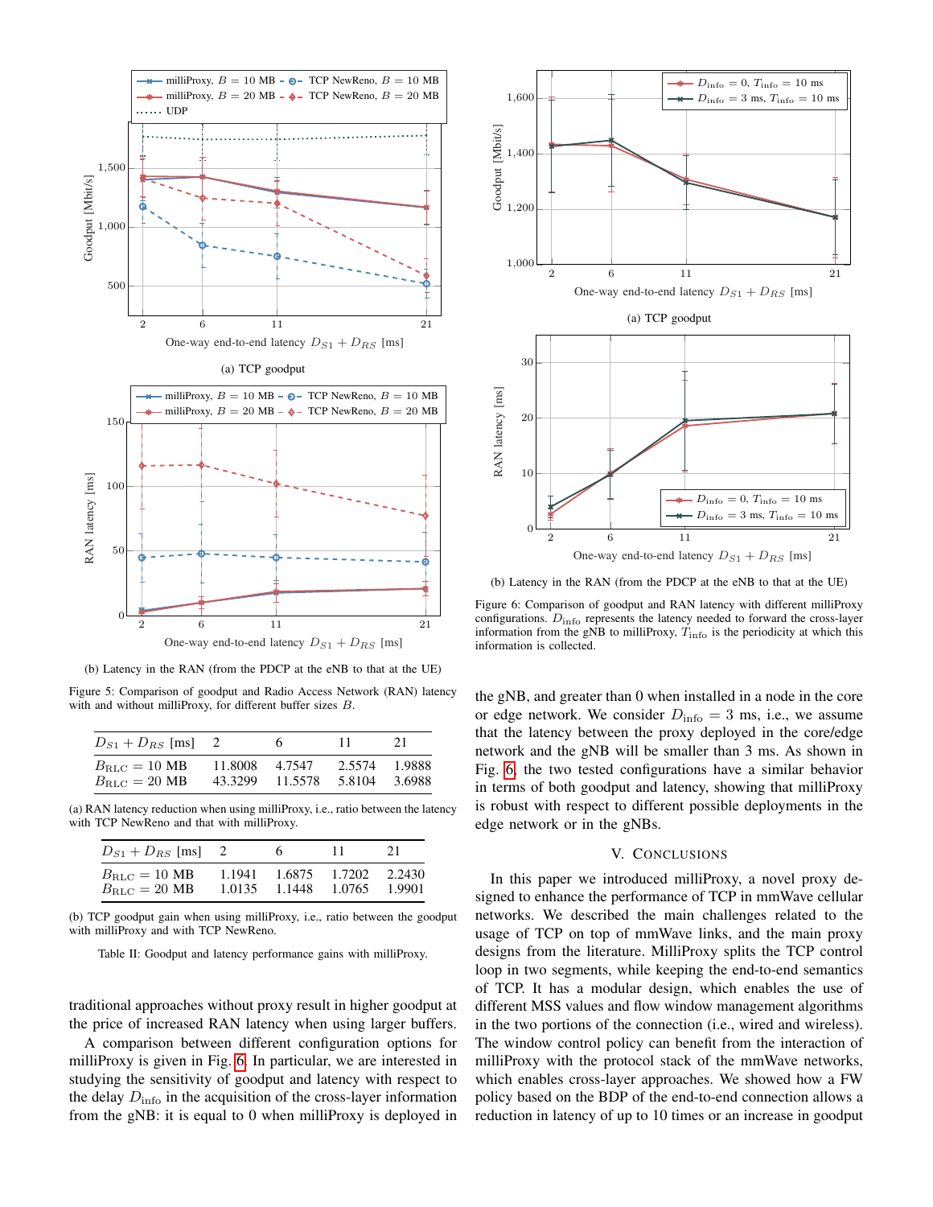(a) TCP goodput

(b) Latency in the RAN (from the PDCP at the eNB to that at the UE)

Figure 5: Comparison of goodput and Radio Access Network (RAN) latency with and without milliProxy, for different buffer sizes $B$.

| $D_{S1} + D_{RS}$ [ms] | 2 | 6 | 11 | 21 |
|---|---|---|---|---|
| $B_{\text{RLC}} = 10$ MB | 11.8008 | 4.7547 | 2.5574 | 1.9888 |
| $B_{\text{RLC}} = 20$ MB | 43.3299 | 11.5578 | 5.8104 | 3.6988 |

(a) RAN latency reduction when using milliProxy, i.e., ratio between the latency with TCP NewReno and that with milliProxy.

| $D_{S1} + D_{RS}$ [ms] | 2 | 6 | 11 | 21 |
|---|---|---|---|---|
| $B_{\text{RLC}} = 10$ MB | 1.1941 | 1.6875 | 1.7202 | 2.2430 |
| $B_{\text{RLC}} = 20$ MB | 1.0135 | 1.1448 | 1.0765 | 1.9901 |

(b) TCP goodput gain when using milliProxy, i.e., ratio between the goodput with milliProxy and with TCP NewReno.

Table II: Goodput and latency performance gains with milliProxy.

traditional approaches without proxy result in higher goodput at the price of increased RAN latency when using larger buffers.

A comparison between different configuration options for milliProxy is given in Fig. 6. In particular, we are interested in studying the sensitivity of goodput and latency with respect to the delay $D_{\text{info}}$ in the acquisition of the cross-layer information from the gNB: it is equal to 0 when milliProxy is deployed in the gNB, and greater than 0 when installed in a node in the core or edge network. We consider $D_{\text{info}} = 3$ ms, i.e., we assume that the latency between the proxy deployed in the core/edge network and the gNB will be smaller than 3 ms. As shown in Fig. 6, the two tested configurations have a similar behavior in terms of both goodput and latency, showing that milliProxy is robust with respect to different possible deployments in the edge network or in the gNBs.

(a) TCP goodput

(b) Latency in the RAN (from the PDCP at the eNB to that at the UE)

Figure 6: Comparison of goodput and RAN latency with different milliProxy configurations. $D_{\text{info}}$ represents the latency needed to forward the cross-layer information from the gNB to milliProxy, $T_{\text{info}}$ is the periodicity at which this information is collected.

## V. Conclusions

In this paper we introduced milliProxy, a novel proxy designed to enhance the performance of TCP in mmWave cellular networks. We described the main challenges related to the usage of TCP on top of mmWave links, and the main proxy designs from the literature. MilliProxy splits the TCP control loop in two segments, while keeping the end-to-end semantics of TCP. It has a modular design, which enables the use of different MSS values and flow window management algorithms in the two portions of the connection (i.e., wired and wireless). The window control policy can benefit from the interaction of milliProxy with the protocol stack of the mmWave networks, which enables cross-layer approaches. We showed how a FW policy based on the BDP of the end-to-end connection allows a reduction in latency of up to 10 times or an increase in goodput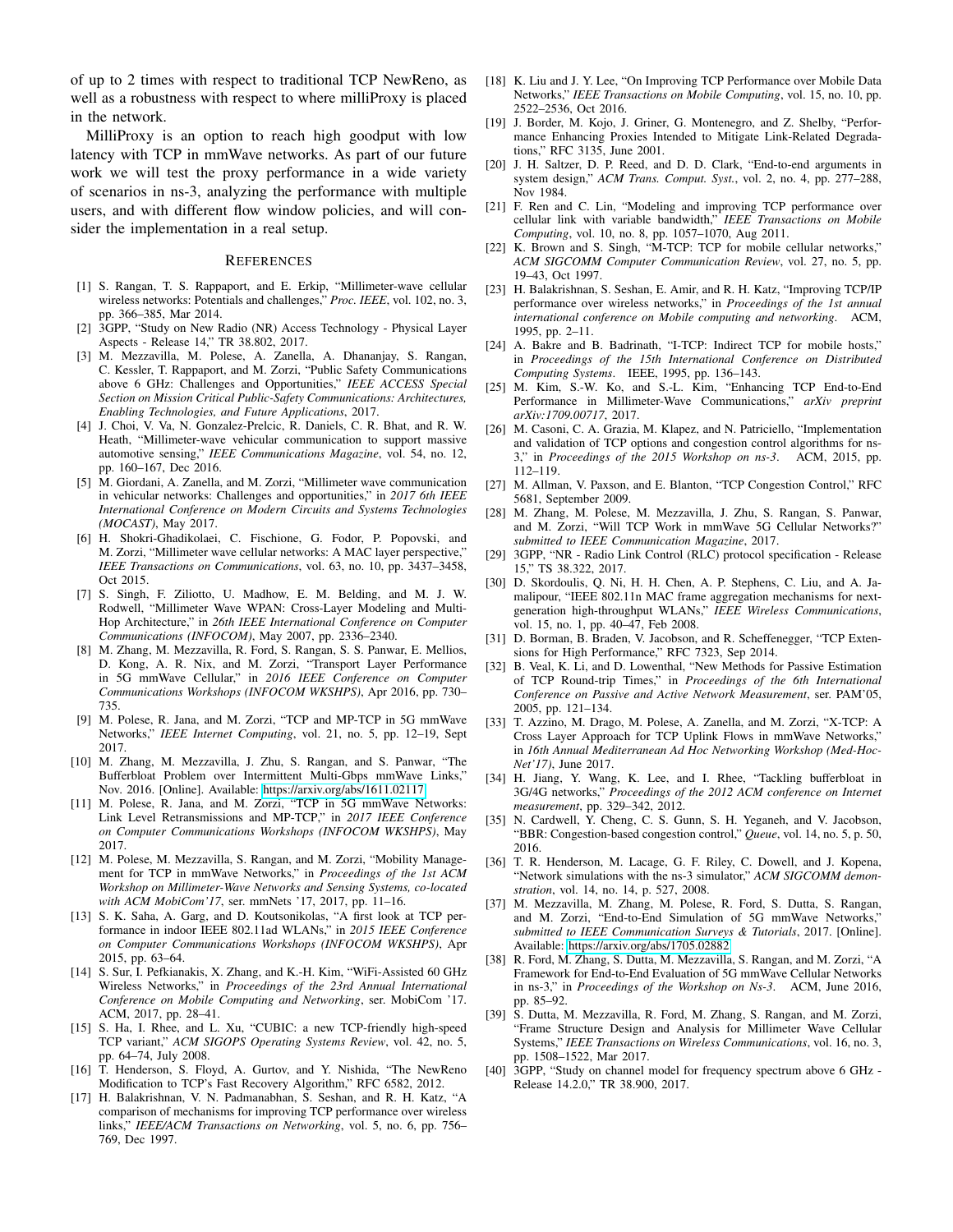of up to 2 times with respect to traditional TCP NewReno, as well as a robustness with respect to where milliProxy is placed in the network.

MilliProxy is an option to reach high goodput with low latency with TCP in mmWave networks. As part of our future work we will test the proxy performance in a wide variety of scenarios in ns-3, analyzing the performance with multiple users, and with different flow window policies, and will consider the implementation in a real setup.

## References

[1] S. Rangan, T. S. Rappaport, and E. Erkip, "Millimeter-wave cellular wireless networks: Potentials and challenges," *Proc. IEEE*, vol. 102, no. 3, pp. 366–385, Mar 2014.

[2] 3GPP, "Study on New Radio (NR) Access Technology - Physical Layer Aspects - Release 14," TR 38.802, 2017.

[3] M. Mezzavilla, M. Polese, A. Zanella, A. Dhananjay, S. Rangan, C. Kessler, T. Rappaport, and M. Zorzi, "Public Safety Communications above 6 GHz: Challenges and Opportunities," *IEEE ACCESS Special Section on Mission Critical Public-Safety Communications: Architectures, Enabling Technologies, and Future Applications*, 2017.

[4] J. Choi, V. Va, N. Gonzalez-Prelcic, R. Daniels, C. R. Bhat, and R. W. Heath, "Millimeter-wave vehicular communication to support massive automotive sensing," *IEEE Communications Magazine*, vol. 54, no. 12, pp. 160–167, Dec 2016.

[5] M. Giordani, A. Zanella, and M. Zorzi, "Millimeter wave communication in vehicular networks: Challenges and opportunities," in *2017 6th IEEE International Conference on Modern Circuits and Systems Technologies (MOCAST)*, May 2017.

[6] H. Shokri-Ghadikolaei, C. Fischione, G. Fodor, P. Popovski, and M. Zorzi, "Millimeter wave cellular networks: A MAC layer perspective," *IEEE Transactions on Communications*, vol. 63, no. 10, pp. 3437–3458, Oct 2015.

[7] S. Singh, F. Ziliotto, U. Madhow, E. M. Belding, and M. J. W. Rodwell, "Millimeter Wave WPAN: Cross-Layer Modeling and Multi-Hop Architecture," in *26th IEEE International Conference on Computer Communications (INFOCOM)*, May 2007, pp. 2336–2340.

[8] M. Zhang, M. Mezzavilla, R. Ford, S. Rangan, S. S. Panwar, E. Mellios, D. Kong, A. R. Nix, and M. Zorzi, "Transport Layer Performance in 5G mmWave Cellular," in *2016 IEEE Conference on Computer Communications Workshops (INFOCOM WKSHPS)*, Apr 2016, pp. 730–735.

[9] M. Polese, R. Jana, and M. Zorzi, "TCP and MP-TCP in 5G mmWave Networks," *IEEE Internet Computing*, vol. 21, no. 5, pp. 12–19, Sept 2017.

[10] M. Zhang, M. Mezzavilla, J. Zhu, S. Rangan, and S. Panwar, "The Bufferbloat Problem over Intermittent Multi-Gbps mmWave Links," Nov. 2016. [Online]. Available: https://arxiv.org/abs/1611.02117

[11] M. Polese, R. Jana, and M. Zorzi, "TCP in 5G mmWave Networks: Link Level Retransmissions and MP-TCP," in *2017 IEEE Conference on Computer Communications Workshops (INFOCOM WKSHPS)*, May 2017.

[12] M. Polese, M. Mezzavilla, S. Rangan, and M. Zorzi, "Mobility Management for TCP in mmWave Networks," in *Proceedings of the 1st ACM Workshop on Millimeter-Wave Networks and Sensing Systems, co-located with ACM MobiCom'17*, ser. mmNets '17, 2017, pp. 11–16.

[13] S. K. Saha, A. Garg, and D. Koutsonikolas, "A first look at TCP performance in indoor IEEE 802.11ad WLANs," in *2015 IEEE Conference on Computer Communications Workshops (INFOCOM WKSHPS)*, Apr 2015, pp. 63–64.

[14] S. Sur, I. Pefkianakis, X. Zhang, and K.-H. Kim, "WiFi-Assisted 60 GHz Wireless Networks," in *Proceedings of the 23rd Annual International Conference on Mobile Computing and Networking*, ser. MobiCom '17. ACM, 2017, pp. 28–41.

[15] S. Ha, I. Rhee, and L. Xu, "CUBIC: a new TCP-friendly high-speed TCP variant," *ACM SIGOPS Operating Systems Review*, vol. 42, no. 5, pp. 64–74, July 2008.

[16] T. Henderson, S. Floyd, A. Gurtov, and Y. Nishida, "The NewReno Modification to TCP's Fast Recovery Algorithm," RFC 6582, 2012.

[17] H. Balakrishnan, V. N. Padmanabhan, S. Seshan, and R. H. Katz, "A comparison of mechanisms for improving TCP performance over wireless links," *IEEE/ACM Transactions on Networking*, vol. 5, no. 6, pp. 756–769, Dec 1997.

[18] K. Liu and J. Y. Lee, "On Improving TCP Performance over Mobile Data Networks," *IEEE Transactions on Mobile Computing*, vol. 15, no. 10, pp. 2522–2536, Oct 2016.

[19] J. Border, M. Kojo, J. Griner, G. Montenegro, and Z. Shelby, "Performance Enhancing Proxies Intended to Mitigate Link-Related Degradations," RFC 3135, June 2001.

[20] J. H. Saltzer, D. P. Reed, and D. D. Clark, "End-to-end arguments in system design," *ACM Trans. Comput. Syst.*, vol. 2, no. 4, pp. 277–288, Nov 1984.

[21] F. Ren and C. Lin, "Modeling and improving TCP performance over cellular link with variable bandwidth," *IEEE Transactions on Mobile Computing*, vol. 10, no. 8, pp. 1057–1070, Aug 2011.

[22] K. Brown and S. Singh, "M-TCP: TCP for mobile cellular networks," *ACM SIGCOMM Computer Communication Review*, vol. 27, no. 5, pp. 19–43, Oct 1997.

[23] H. Balakrishnan, S. Seshan, E. Amir, and R. H. Katz, "Improving TCP/IP performance over wireless networks," in *Proceedings of the 1st annual international conference on Mobile computing and networking*. ACM, 1995, pp. 2–11.

[24] A. Bakre and B. Badrinath, "I-TCP: Indirect TCP for mobile hosts," in *Proceedings of the 15th International Conference on Distributed Computing Systems*. IEEE, 1995, pp. 136–143.

[25] M. Kim, S.-W. Ko, and S.-L. Kim, "Enhancing TCP End-to-End Performance in Millimeter-Wave Communications," *arXiv preprint arXiv:1709.00717*, 2017.

[26] M. Casoni, C. A. Grazia, M. Klapez, and N. Patriciello, "Implementation and validation of TCP options and congestion control algorithms for ns-3," in *Proceedings of the 2015 Workshop on ns-3*. ACM, 2015, pp. 112–119.

[27] M. Allman, V. Paxson, and E. Blanton, "TCP Congestion Control," RFC 5681, September 2009.

[28] M. Zhang, M. Polese, M. Mezzavilla, J. Zhu, S. Rangan, S. Panwar, and M. Zorzi, "Will TCP Work in mmWave 5G Cellular Networks?" *submitted to IEEE Communication Magazine*, 2017.

[29] 3GPP, "NR - Radio Link Control (RLC) protocol specification - Release 15," TS 38.322, 2017.

[30] D. Skordoulis, Q. Ni, H. H. Chen, A. P. Stephens, C. Liu, and A. Jamalipour, "IEEE 802.11n MAC frame aggregation mechanisms for next-generation high-throughput WLANs," *IEEE Wireless Communications*, vol. 15, no. 1, pp. 40–47, Feb 2008.

[31] D. Borman, B. Braden, V. Jacobson, and R. Scheffenegger, "TCP Extensions for High Performance," RFC 7323, Sep 2014.

[32] B. Veal, K. Li, and D. Lowenthal, "New Methods for Passive Estimation of TCP Round-trip Times," in *Proceedings of the 6th International Conference on Passive and Active Network Measurement*, ser. PAM'05, 2005, pp. 121–134.

[33] T. Azzino, M. Drago, M. Polese, A. Zanella, and M. Zorzi, "X-TCP: A Cross Layer Approach for TCP Uplink Flows in mmWave Networks," in *16th Annual Mediterranean Ad Hoc Networking Workshop (Med-Hoc-Net'17)*, June 2017.

[34] H. Jiang, Y. Wang, K. Lee, and I. Rhee, "Tackling bufferbloat in 3G/4G networks," *Proceedings of the 2012 ACM conference on Internet measurement*, pp. 329–342, 2012.

[35] N. Cardwell, Y. Cheng, C. S. Gunn, S. H. Yeganeh, and V. Jacobson, "BBR: Congestion-based congestion control," *Queue*, vol. 14, no. 5, p. 50, 2016.

[36] T. R. Henderson, M. Lacage, G. F. Riley, C. Dowell, and J. Kopena, "Network simulations with the ns-3 simulator," *ACM SIGCOMM demonstration*, vol. 14, no. 14, p. 527, 2008.

[37] M. Mezzavilla, M. Zhang, M. Polese, R. Ford, S. Dutta, S. Rangan, and M. Zorzi, "End-to-End Simulation of 5G mmWave Networks," *submitted to IEEE Communication Surveys & Tutorials*, 2017. [Online]. Available: https://arxiv.org/abs/1705.02882

[38] R. Ford, M. Zhang, S. Dutta, M. Mezzavilla, S. Rangan, and M. Zorzi, "A Framework for End-to-End Evaluation of 5G mmWave Cellular Networks in ns-3," in *Proceedings of the Workshop on Ns-3*. ACM, June 2016, pp. 85–92.

[39] S. Dutta, M. Mezzavilla, R. Ford, M. Zhang, S. Rangan, and M. Zorzi, "Frame Structure Design and Analysis for Millimeter Wave Cellular Systems," *IEEE Transactions on Wireless Communications*, vol. 16, no. 3, pp. 1508–1522, Mar 2017.

[40] 3GPP, "Study on channel model for frequency spectrum above 6 GHz - Release 14.2.0," TR 38.900, 2017.